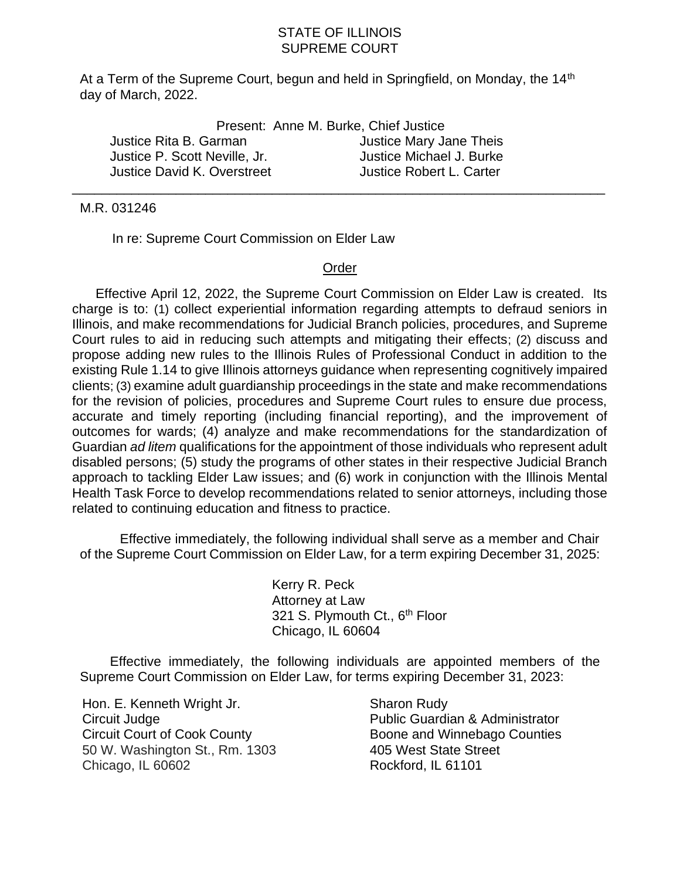STATE OF ILLINOIS
SUPREME COURT

At a Term of the Supreme Court, begun and held in Springfield, on Monday, the 14th day of March, 2022.

Present: Anne M. Burke, Chief Justice

Justice Rita B. Garman
Justice P. Scott Neville, Jr.
Justice David K. Overstreet
Justice Mary Jane Theis
Justice Michael J. Burke
Justice Robert L. Carter

---

M.R. 031246

In re: Supreme Court Commission on Elder Law

<u>Order</u>

Effective April 12, 2022, the Supreme Court Commission on Elder Law is created. Its charge is to: (1) collect experiential information regarding attempts to defraud seniors in Illinois, and make recommendations for Judicial Branch policies, procedures, and Supreme Court rules to aid in reducing such attempts and mitigating their effects; (2) discuss and propose adding new rules to the Illinois Rules of Professional Conduct in addition to the existing Rule 1.14 to give Illinois attorneys guidance when representing cognitively impaired clients; (3) examine adult guardianship proceedings in the state and make recommendations for the revision of policies, procedures and Supreme Court rules to ensure due process, accurate and timely reporting (including financial reporting), and the improvement of outcomes for wards; (4) analyze and make recommendations for the standardization of Guardian *ad litem* qualifications for the appointment of those individuals who represent adult disabled persons; (5) study the programs of other states in their respective Judicial Branch approach to tackling Elder Law issues; and (6) work in conjunction with the Illinois Mental Health Task Force to develop recommendations related to senior attorneys, including those related to continuing education and fitness to practice.

Effective immediately, the following individual shall serve as a member and Chair of the Supreme Court Commission on Elder Law, for a term expiring December 31, 2025:

Kerry R. Peck
Attorney at Law
321 S. Plymouth Ct., 6th Floor
Chicago, IL 60604

Effective immediately, the following individuals are appointed members of the Supreme Court Commission on Elder Law, for terms expiring December 31, 2023:

Hon. E. Kenneth Wright Jr.
Circuit Judge
Circuit Court of Cook County
50 W. Washington St., Rm. 1303
Chicago, IL 60602

Sharon Rudy
Public Guardian & Administrator
Boone and Winnebago Counties
405 West State Street
Rockford, IL 61101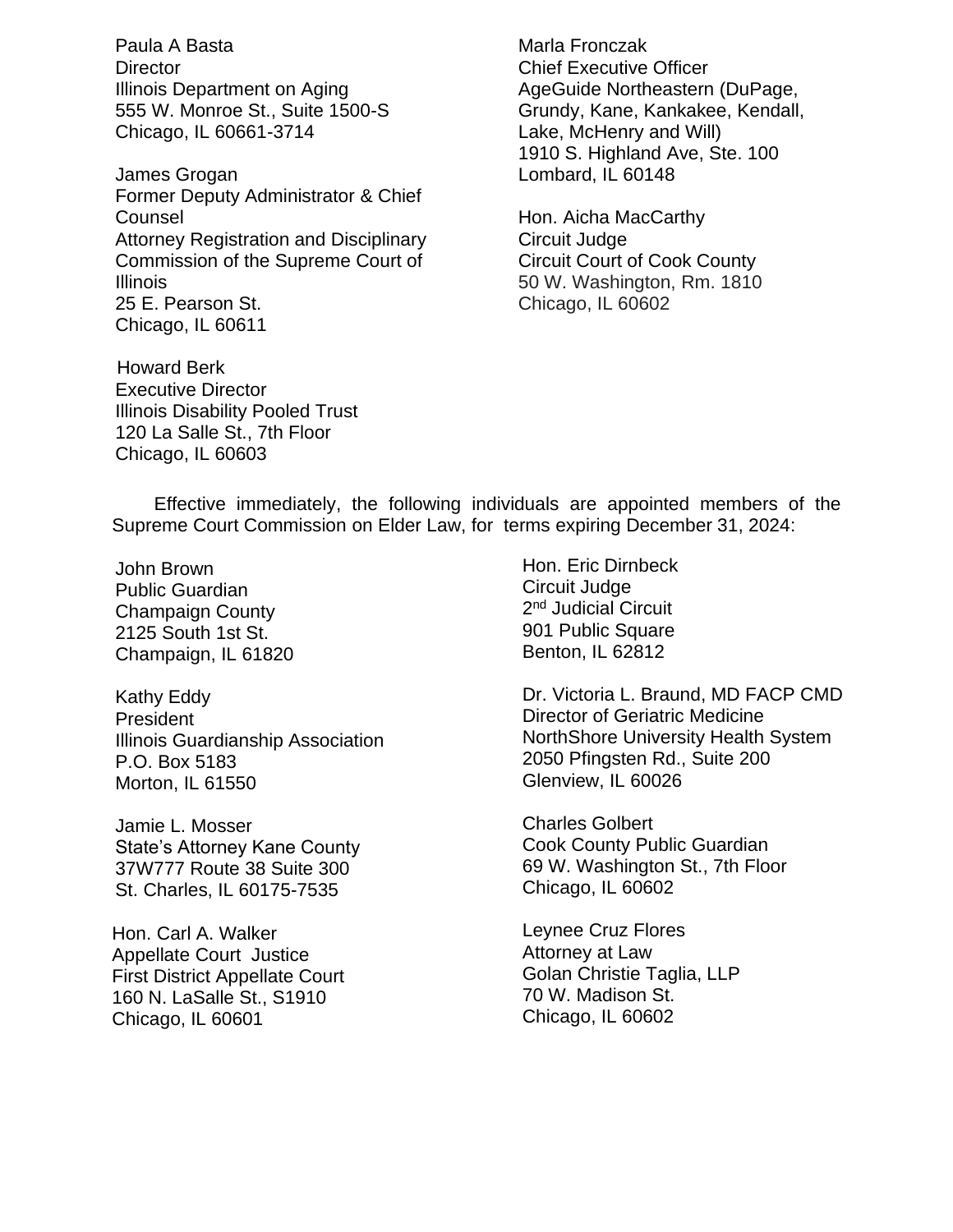Paula A Basta
Director
Illinois Department on Aging
555 W. Monroe St., Suite 1500-S
Chicago, IL 60661-3714

James Grogan
Former Deputy Administrator & Chief Counsel
Attorney Registration and Disciplinary Commission of the Supreme Court of Illinois
25 E. Pearson St.
Chicago, IL 60611

Howard Berk
Executive Director
Illinois Disability Pooled Trust
120 La Salle St., 7th Floor
Chicago, IL 60603

Marla Fronczak
Chief Executive Officer
AgeGuide Northeastern (DuPage, Grundy, Kane, Kankakee, Kendall, Lake, McHenry and Will)
1910 S. Highland Ave, Ste. 100
Lombard, IL 60148

Hon. Aicha MacCarthy
Circuit Judge
Circuit Court of Cook County
50 W. Washington, Rm. 1810
Chicago, IL 60602

Effective immediately, the following individuals are appointed members of the Supreme Court Commission on Elder Law, for terms expiring December 31, 2024:

John Brown
Public Guardian
Champaign County
2125 South 1st St.
Champaign, IL 61820

Kathy Eddy
President
Illinois Guardianship Association
P.O. Box 5183
Morton, IL 61550

Jamie L. Mosser
State's Attorney Kane County
37W777 Route 38 Suite 300
St. Charles, IL 60175-7535

Hon. Carl A. Walker
Appellate Court Justice
First District Appellate Court
160 N. LaSalle St., S1910
Chicago, IL 60601

Hon. Eric Dirnbeck
Circuit Judge
2nd Judicial Circuit
901 Public Square
Benton, IL 62812

Dr. Victoria L. Braund, MD FACP CMD
Director of Geriatric Medicine
NorthShore University Health System
2050 Pfingsten Rd., Suite 200
Glenview, IL 60026

Charles Golbert
Cook County Public Guardian
69 W. Washington St., 7th Floor
Chicago, IL 60602

Leynee Cruz Flores
Attorney at Law
Golan Christie Taglia, LLP
70 W. Madison St.
Chicago, IL 60602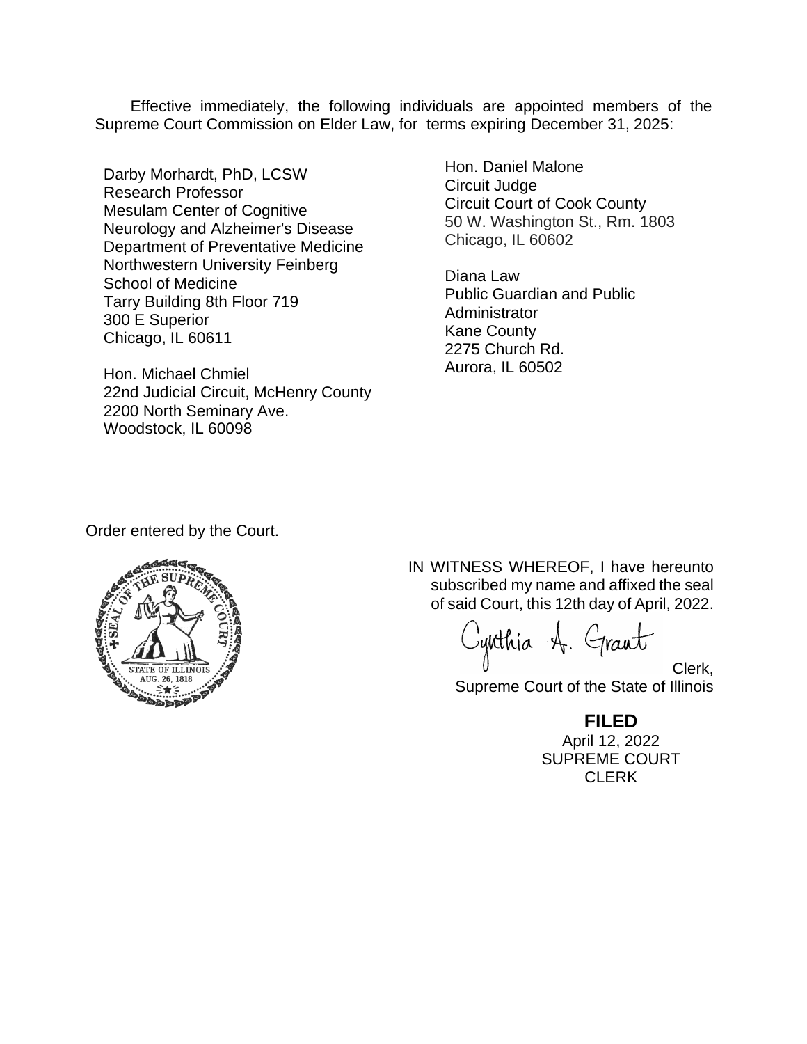Effective immediately, the following individuals are appointed members of the Supreme Court Commission on Elder Law, for terms expiring December 31, 2025:

Darby Morhardt, PhD, LCSW
Research Professor
Mesulam Center of Cognitive Neurology and Alzheimer's Disease
Department of Preventative Medicine
Northwestern University Feinberg School of Medicine
Tarry Building 8th Floor 719
300 E Superior
Chicago, IL 60611

Hon. Michael Chmiel
22nd Judicial Circuit, McHenry County
2200 North Seminary Ave.
Woodstock, IL 60098

Hon. Daniel Malone
Circuit Judge
Circuit Court of Cook County
50 W. Washington St., Rm. 1803
Chicago, IL 60602

Diana Law
Public Guardian and Public Administrator
Kane County
2275 Church Rd.
Aurora, IL 60502

Order entered by the Court.

IN WITNESS WHEREOF, I have hereunto subscribed my name and affixed the seal of said Court, this 12th day of April, 2022.

Cynthia A. Grant

Clerk,
Supreme Court of the State of Illinois

**FILED**
April 12, 2022
SUPREME COURT
CLERK